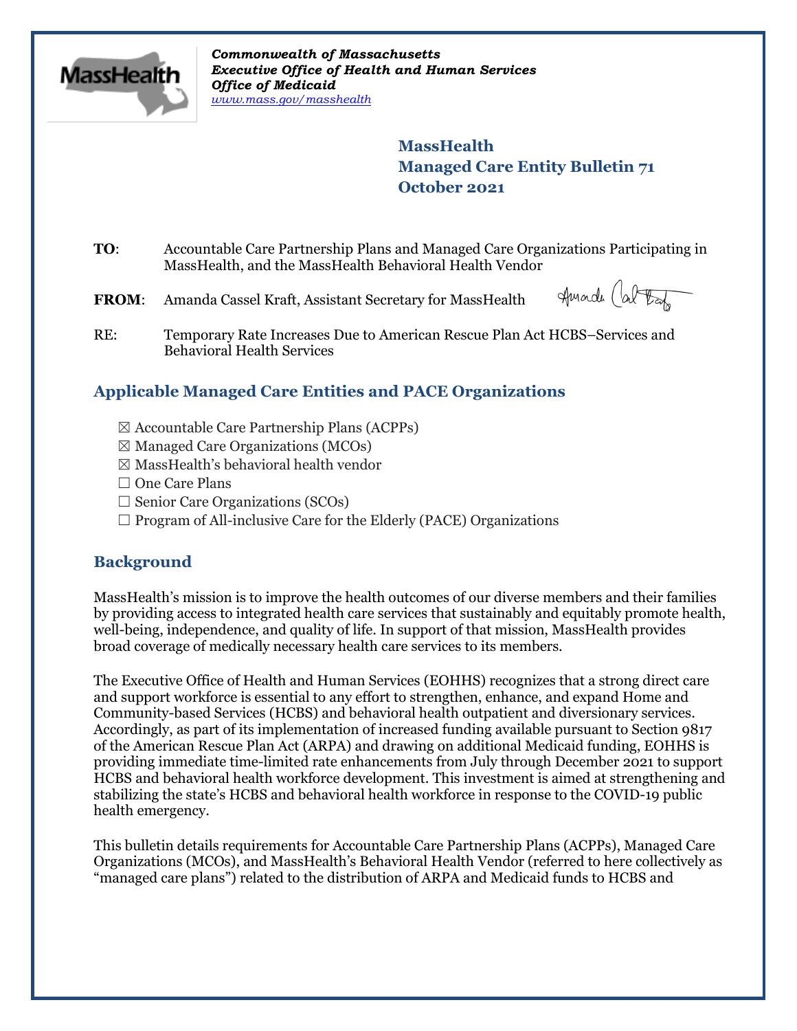*Commonwealth of Massachusetts*
***Executive Office of Health and Human Services***
***Office of Medicaid***
*www.mass.gov/masshealth*

**MassHealth**
**Managed Care Entity Bulletin 71**
**October 2021**

**TO**: Accountable Care Partnership Plans and Managed Care Organizations Participating in MassHealth, and the MassHealth Behavioral Health Vendor

**FROM**: Amanda Cassel Kraft, Assistant Secretary for MassHealth

RE: Temporary Rate Increases Due to American Rescue Plan Act HCBS–Services and Behavioral Health Services

## Applicable Managed Care Entities and PACE Organizations

☒ Accountable Care Partnership Plans (ACPPs)
☒ Managed Care Organizations (MCOs)
☒ MassHealth's behavioral health vendor
☐ One Care Plans
☐ Senior Care Organizations (SCOs)
☐ Program of All-inclusive Care for the Elderly (PACE) Organizations

## Background

MassHealth's mission is to improve the health outcomes of our diverse members and their families by providing access to integrated health care services that sustainably and equitably promote health, well-being, independence, and quality of life. In support of that mission, MassHealth provides broad coverage of medically necessary health care services to its members.

The Executive Office of Health and Human Services (EOHHS) recognizes that a strong direct care and support workforce is essential to any effort to strengthen, enhance, and expand Home and Community-based Services (HCBS) and behavioral health outpatient and diversionary services. Accordingly, as part of its implementation of increased funding available pursuant to Section 9817 of the American Rescue Plan Act (ARPA) and drawing on additional Medicaid funding, EOHHS is providing immediate time-limited rate enhancements from July through December 2021 to support HCBS and behavioral health workforce development. This investment is aimed at strengthening and stabilizing the state's HCBS and behavioral health workforce in response to the COVID-19 public health emergency.

This bulletin details requirements for Accountable Care Partnership Plans (ACPPs), Managed Care Organizations (MCOs), and MassHealth's Behavioral Health Vendor (referred to here collectively as "managed care plans") related to the distribution of ARPA and Medicaid funds to HCBS and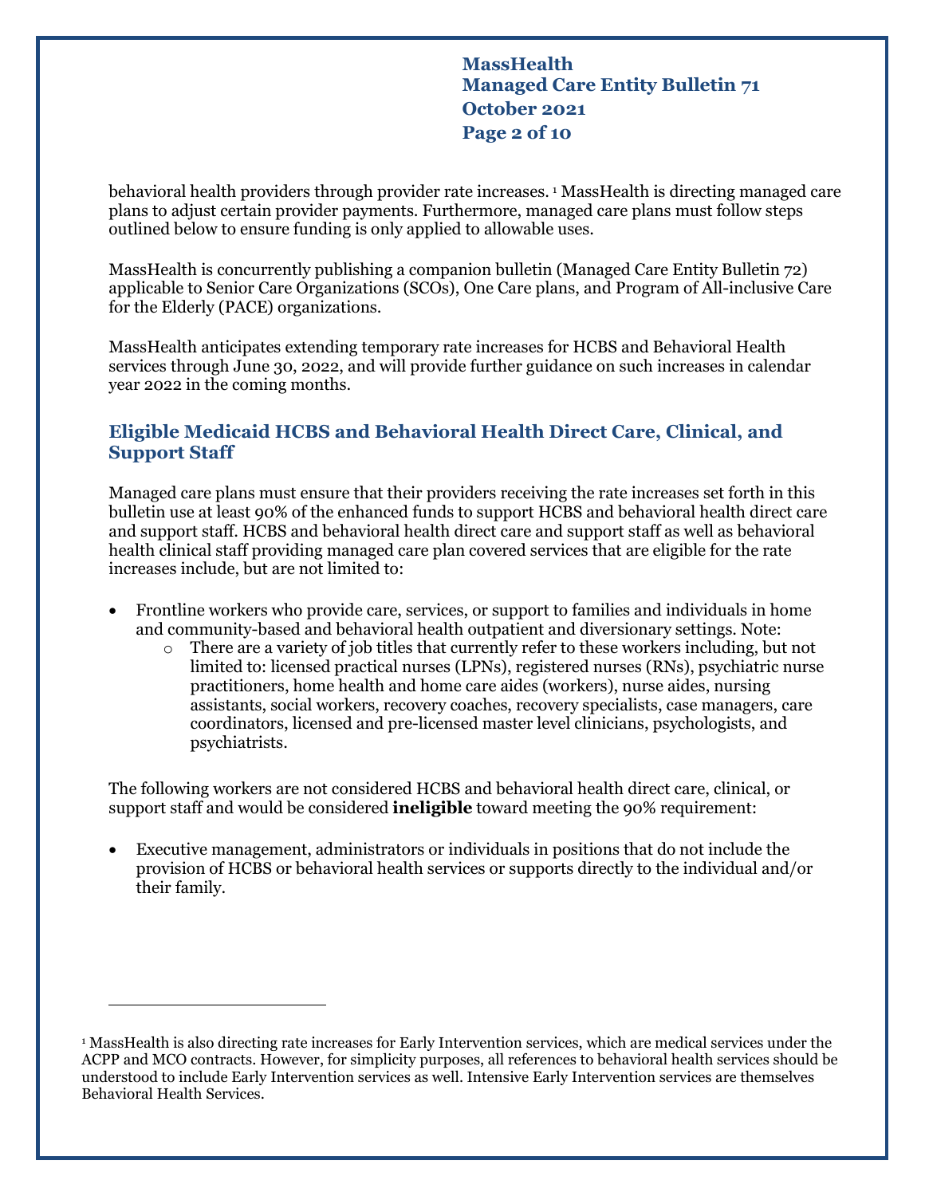behavioral health providers through provider rate increases.[1] MassHealth is directing managed care plans to adjust certain provider payments. Furthermore, managed care plans must follow steps outlined below to ensure funding is only applied to allowable uses.

MassHealth is concurrently publishing a companion bulletin (Managed Care Entity Bulletin 72) applicable to Senior Care Organizations (SCOs), One Care plans, and Program of All-inclusive Care for the Elderly (PACE) organizations.

MassHealth anticipates extending temporary rate increases for HCBS and Behavioral Health services through June 30, 2022, and will provide further guidance on such increases in calendar year 2022 in the coming months.

## Eligible Medicaid HCBS and Behavioral Health Direct Care, Clinical, and Support Staff

Managed care plans must ensure that their providers receiving the rate increases set forth in this bulletin use at least 90% of the enhanced funds to support HCBS and behavioral health direct care and support staff. HCBS and behavioral health direct care and support staff as well as behavioral health clinical staff providing managed care plan covered services that are eligible for the rate increases include, but are not limited to:

- Frontline workers who provide care, services, or support to families and individuals in home and community-based and behavioral health outpatient and diversionary settings. Note:
  - There are a variety of job titles that currently refer to these workers including, but not limited to: licensed practical nurses (LPNs), registered nurses (RNs), psychiatric nurse practitioners, home health and home care aides (workers), nurse aides, nursing assistants, social workers, recovery coaches, recovery specialists, case managers, care coordinators, licensed and pre-licensed master level clinicians, psychologists, and psychiatrists.

The following workers are not considered HCBS and behavioral health direct care, clinical, or support staff and would be considered **ineligible** toward meeting the 90% requirement:

- Executive management, administrators or individuals in positions that do not include the provision of HCBS or behavioral health services or supports directly to the individual and/or their family.

---

[1] MassHealth is also directing rate increases for Early Intervention services, which are medical services under the ACPP and MCO contracts. However, for simplicity purposes, all references to behavioral health services should be understood to include Early Intervention services as well. Intensive Early Intervention services are themselves Behavioral Health Services.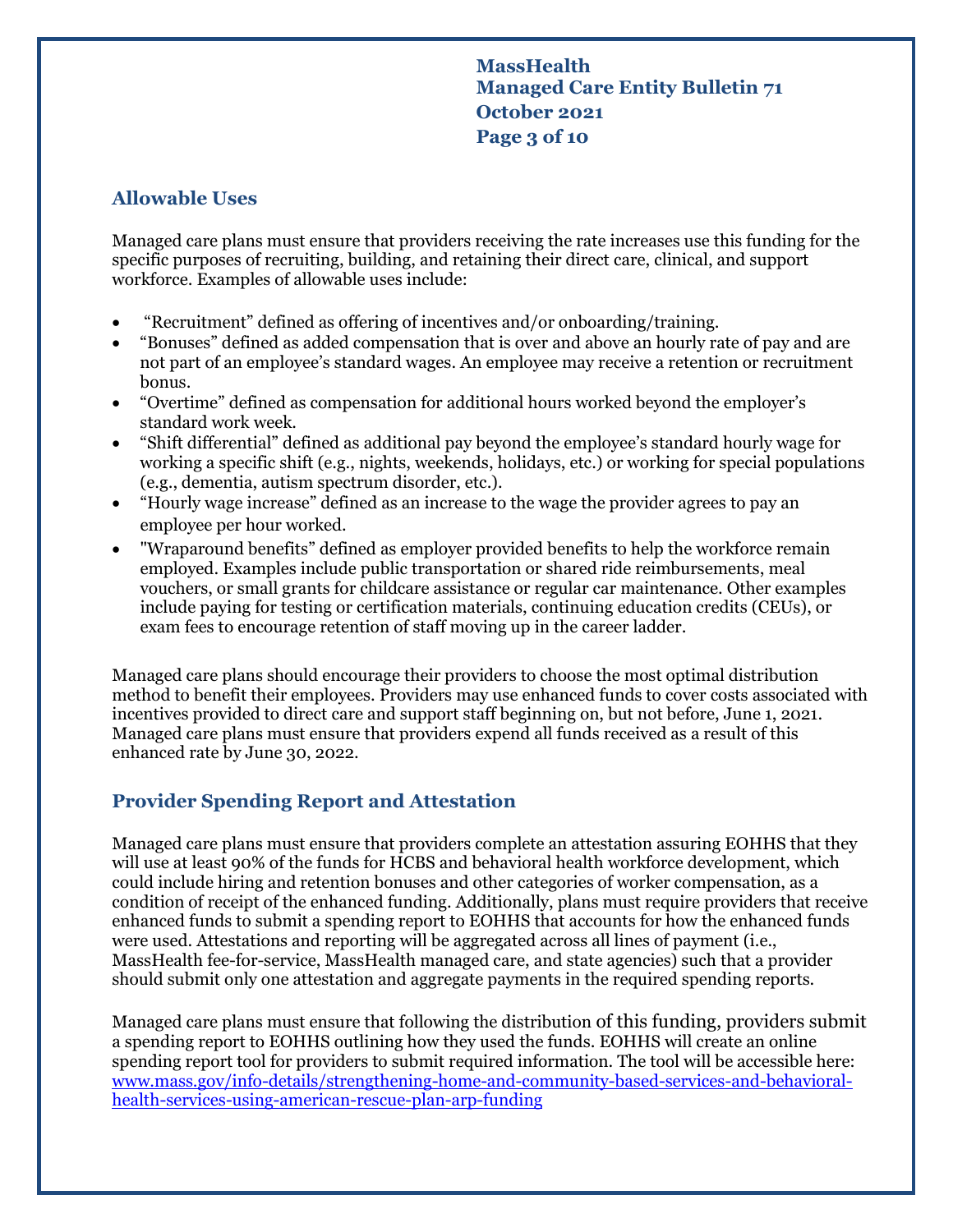## Allowable Uses

Managed care plans must ensure that providers receiving the rate increases use this funding for the specific purposes of recruiting, building, and retaining their direct care, clinical, and support workforce. Examples of allowable uses include:

- "Recruitment" defined as offering of incentives and/or onboarding/training.
- "Bonuses" defined as added compensation that is over and above an hourly rate of pay and are not part of an employee's standard wages. An employee may receive a retention or recruitment bonus.
- "Overtime" defined as compensation for additional hours worked beyond the employer's standard work week.
- "Shift differential" defined as additional pay beyond the employee's standard hourly wage for working a specific shift (e.g., nights, weekends, holidays, etc.) or working for special populations (e.g., dementia, autism spectrum disorder, etc.).
- "Hourly wage increase" defined as an increase to the wage the provider agrees to pay an employee per hour worked.
- "Wraparound benefits" defined as employer provided benefits to help the workforce remain employed. Examples include public transportation or shared ride reimbursements, meal vouchers, or small grants for childcare assistance or regular car maintenance. Other examples include paying for testing or certification materials, continuing education credits (CEUs), or exam fees to encourage retention of staff moving up in the career ladder.

Managed care plans should encourage their providers to choose the most optimal distribution method to benefit their employees. Providers may use enhanced funds to cover costs associated with incentives provided to direct care and support staff beginning on, but not before, June 1, 2021. Managed care plans must ensure that providers expend all funds received as a result of this enhanced rate by June 30, 2022.

## Provider Spending Report and Attestation

Managed care plans must ensure that providers complete an attestation assuring EOHHS that they will use at least 90% of the funds for HCBS and behavioral health workforce development, which could include hiring and retention bonuses and other categories of worker compensation, as a condition of receipt of the enhanced funding. Additionally, plans must require providers that receive enhanced funds to submit a spending report to EOHHS that accounts for how the enhanced funds were used. Attestations and reporting will be aggregated across all lines of payment (i.e., MassHealth fee-for-service, MassHealth managed care, and state agencies) such that a provider should submit only one attestation and aggregate payments in the required spending reports.

Managed care plans must ensure that following the distribution of this funding, providers submit a spending report to EOHHS outlining how they used the funds. EOHHS will create an online spending report tool for providers to submit required information. The tool will be accessible here: [www.mass.gov/info-details/strengthening-home-and-community-based-services-and-behavioral-health-services-using-american-rescue-plan-arp-funding](http://www.mass.gov/info-details/strengthening-home-and-community-based-services-and-behavioral-health-services-using-american-rescue-plan-arp-funding)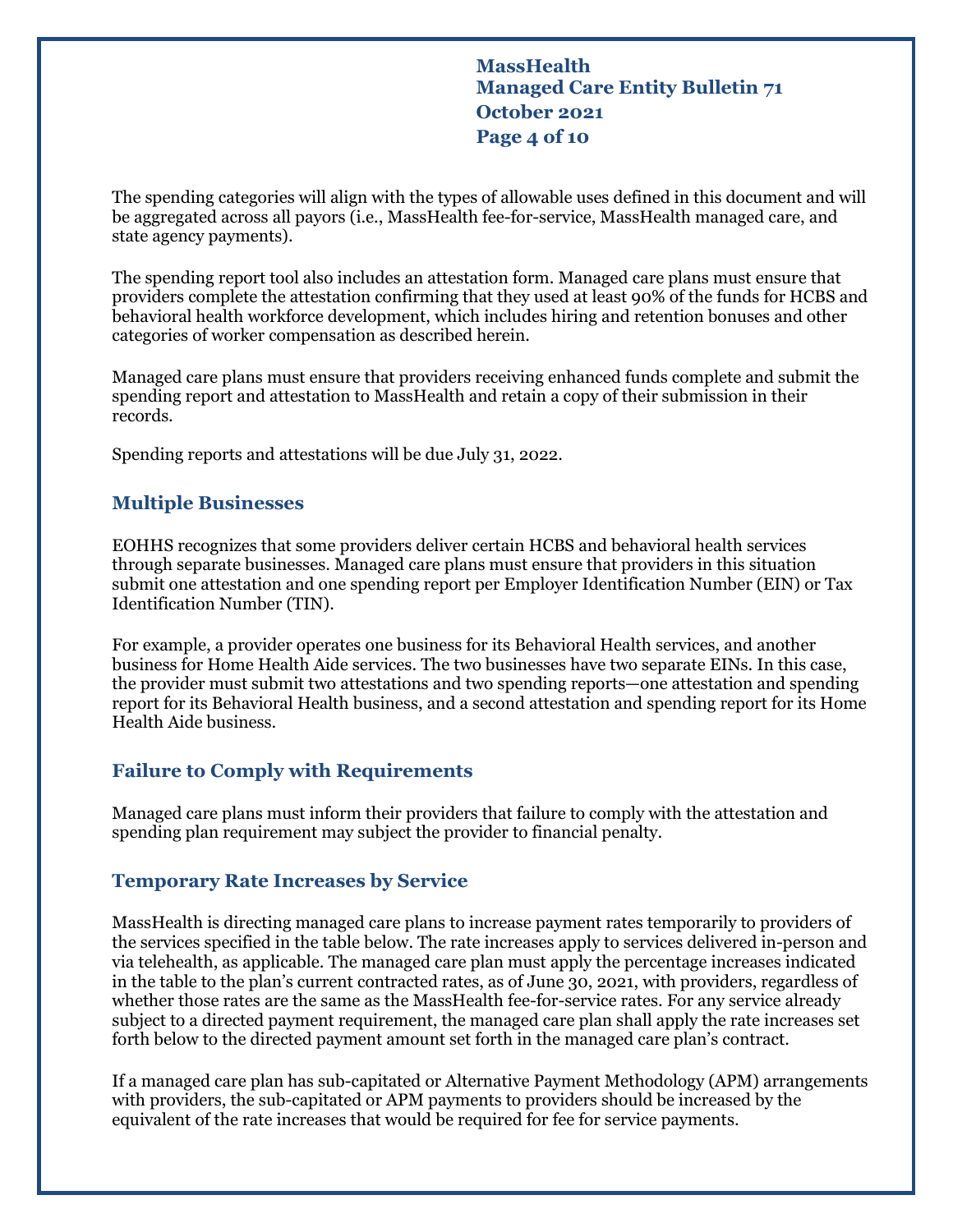The spending categories will align with the types of allowable uses defined in this document and will be aggregated across all payors (i.e., MassHealth fee-for-service, MassHealth managed care, and state agency payments).

The spending report tool also includes an attestation form. Managed care plans must ensure that providers complete the attestation confirming that they used at least 90% of the funds for HCBS and behavioral health workforce development, which includes hiring and retention bonuses and other categories of worker compensation as described herein.

Managed care plans must ensure that providers receiving enhanced funds complete and submit the spending report and attestation to MassHealth and retain a copy of their submission in their records.

Spending reports and attestations will be due July 31, 2022.

## Multiple Businesses

EOHHS recognizes that some providers deliver certain HCBS and behavioral health services through separate businesses. Managed care plans must ensure that providers in this situation submit one attestation and one spending report per Employer Identification Number (EIN) or Tax Identification Number (TIN).

For example, a provider operates one business for its Behavioral Health services, and another business for Home Health Aide services. The two businesses have two separate EINs. In this case, the provider must submit two attestations and two spending reports—one attestation and spending report for its Behavioral Health business, and a second attestation and spending report for its Home Health Aide business.

## Failure to Comply with Requirements

Managed care plans must inform their providers that failure to comply with the attestation and spending plan requirement may subject the provider to financial penalty.

## Temporary Rate Increases by Service

MassHealth is directing managed care plans to increase payment rates temporarily to providers of the services specified in the table below. The rate increases apply to services delivered in-person and via telehealth, as applicable. The managed care plan must apply the percentage increases indicated in the table to the plan's current contracted rates, as of June 30, 2021, with providers, regardless of whether those rates are the same as the MassHealth fee-for-service rates. For any service already subject to a directed payment requirement, the managed care plan shall apply the rate increases set forth below to the directed payment amount set forth in the managed care plan's contract.

If a managed care plan has sub-capitated or Alternative Payment Methodology (APM) arrangements with providers, the sub-capitated or APM payments to providers should be increased by the equivalent of the rate increases that would be required for fee for service payments.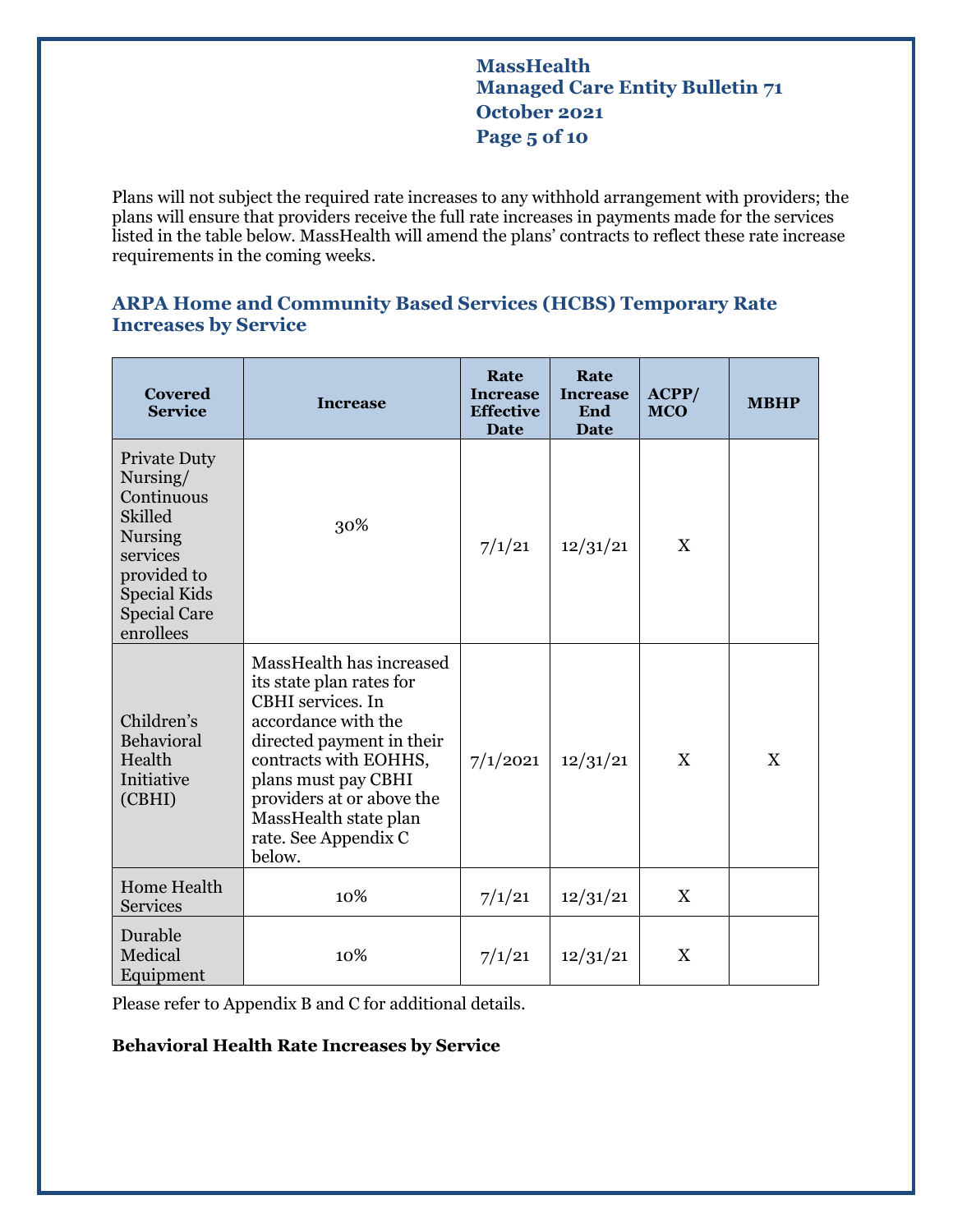Plans will not subject the required rate increases to any withhold arrangement with providers; the plans will ensure that providers receive the full rate increases in payments made for the services listed in the table below. MassHealth will amend the plans' contracts to reflect these rate increase requirements in the coming weeks.

## ARPA Home and Community Based Services (HCBS) Temporary Rate Increases by Service

| Covered Service | Increase | Rate Increase Effective Date | Rate Increase End Date | ACPP/ MCO | MBHP |
|---|---|---|---|---|---|
| Private Duty Nursing/ Continuous Skilled Nursing services provided to Special Kids Special Care enrollees | 30% | 7/1/21 | 12/31/21 | X | |
| Children's Behavioral Health Initiative (CBHI) | MassHealth has increased its state plan rates for CBHI services. In accordance with the directed payment in their contracts with EOHHS, plans must pay CBHI providers at or above the MassHealth state plan rate. See Appendix C below. | 7/1/2021 | 12/31/21 | X | X |
| Home Health Services | 10% | 7/1/21 | 12/31/21 | X | |
| Durable Medical Equipment | 10% | 7/1/21 | 12/31/21 | X | |

Please refer to Appendix B and C for additional details.

**Behavioral Health Rate Increases by Service**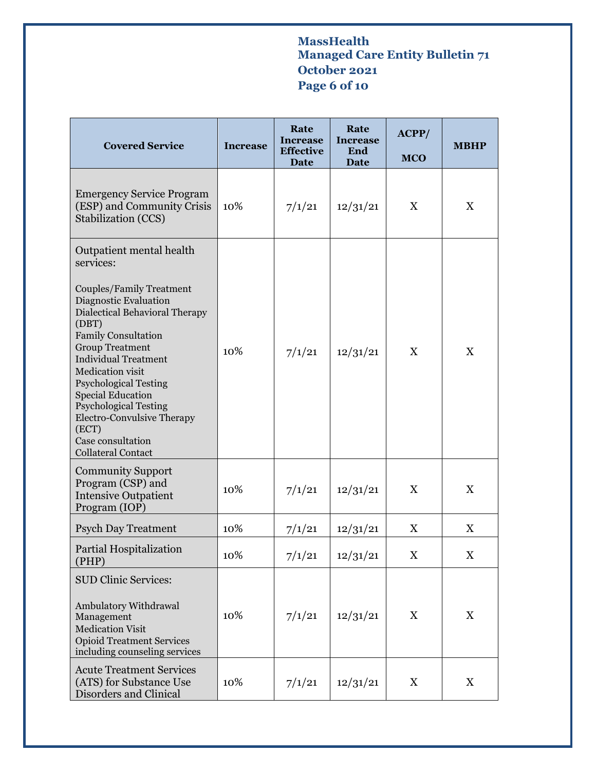| Covered Service | Increase | Rate Increase Effective Date | Rate Increase End Date | ACPP/ MCO | MBHP |
|---|---|---|---|---|---|
| Emergency Service Program (ESP) and Community Crisis Stabilization (CCS) | 10% | 7/1/21 | 12/31/21 | X | X |
| Outpatient mental health services:<br><br>Couples/Family Treatment<br>Diagnostic Evaluation<br>Dialectical Behavioral Therapy (DBT)<br>Family Consultation<br>Group Treatment<br>Individual Treatment<br>Medication visit<br>Psychological Testing<br>Special Education Psychological Testing<br>Electro-Convulsive Therapy (ECT)<br>Case consultation<br>Collateral Contact | 10% | 7/1/21 | 12/31/21 | X | X |
| Community Support Program (CSP) and Intensive Outpatient Program (IOP) | 10% | 7/1/21 | 12/31/21 | X | X |
| Psych Day Treatment | 10% | 7/1/21 | 12/31/21 | X | X |
| Partial Hospitalization (PHP) | 10% | 7/1/21 | 12/31/21 | X | X |
| SUD Clinic Services:<br><br>Ambulatory Withdrawal Management<br>Medication Visit<br>Opioid Treatment Services including counseling services | 10% | 7/1/21 | 12/31/21 | X | X |
| Acute Treatment Services (ATS) for Substance Use Disorders and Clinical | 10% | 7/1/21 | 12/31/21 | X | X |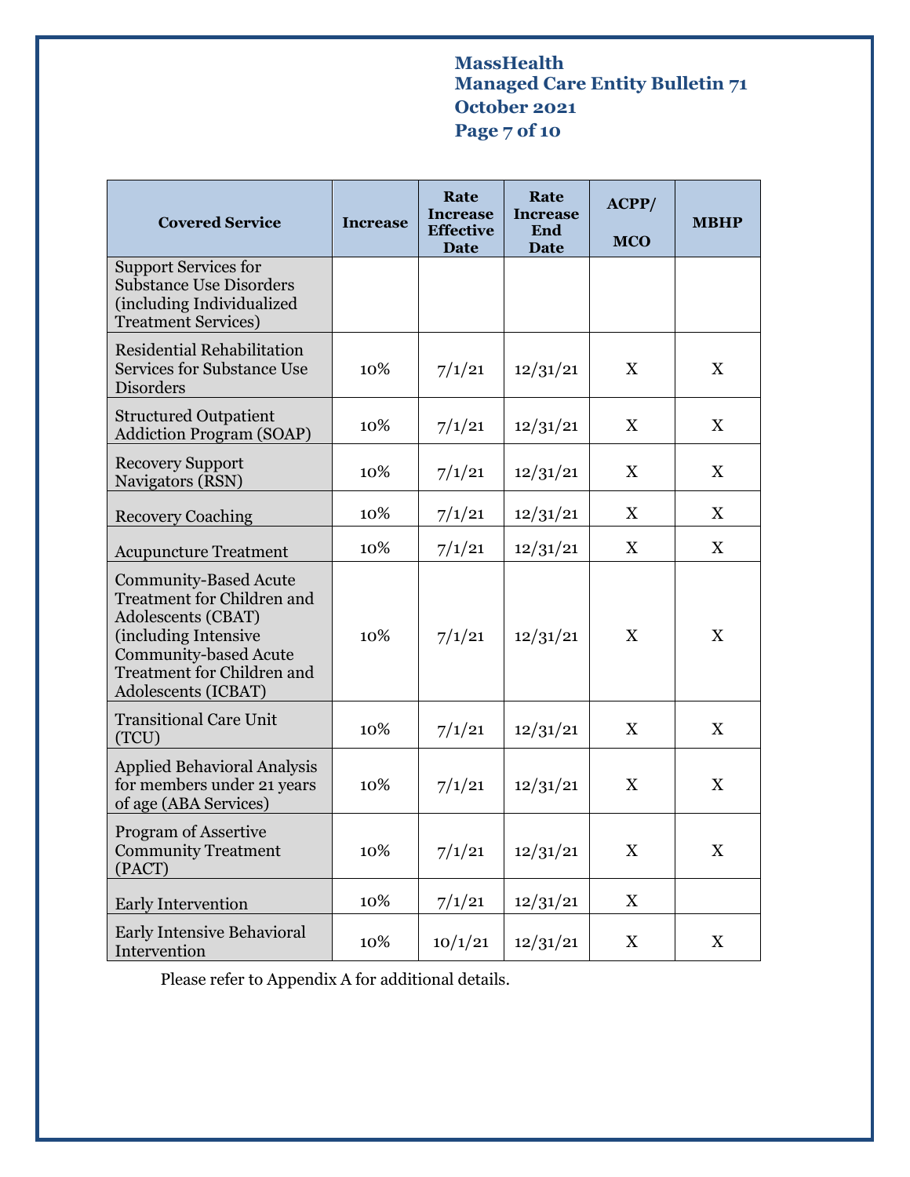| Covered Service | Increase | Rate Increase Effective Date | Rate Increase End Date | ACPP/ MCO | MBHP |
|---|---|---|---|---|---|
| Support Services for Substance Use Disorders (including Individualized Treatment Services) | | | | | |
| Residential Rehabilitation Services for Substance Use Disorders | 10% | 7/1/21 | 12/31/21 | X | X |
| Structured Outpatient Addiction Program (SOAP) | 10% | 7/1/21 | 12/31/21 | X | X |
| Recovery Support Navigators (RSN) | 10% | 7/1/21 | 12/31/21 | X | X |
| Recovery Coaching | 10% | 7/1/21 | 12/31/21 | X | X |
| Acupuncture Treatment | 10% | 7/1/21 | 12/31/21 | X | X |
| Community-Based Acute Treatment for Children and Adolescents (CBAT) (including Intensive Community-based Acute Treatment for Children and Adolescents (ICBAT) | 10% | 7/1/21 | 12/31/21 | X | X |
| Transitional Care Unit (TCU) | 10% | 7/1/21 | 12/31/21 | X | X |
| Applied Behavioral Analysis for members under 21 years of age (ABA Services) | 10% | 7/1/21 | 12/31/21 | X | X |
| Program of Assertive Community Treatment (PACT) | 10% | 7/1/21 | 12/31/21 | X | X |
| Early Intervention | 10% | 7/1/21 | 12/31/21 | X | |
| Early Intensive Behavioral Intervention | 10% | 10/1/21 | 12/31/21 | X | X |

Please refer to Appendix A for additional details.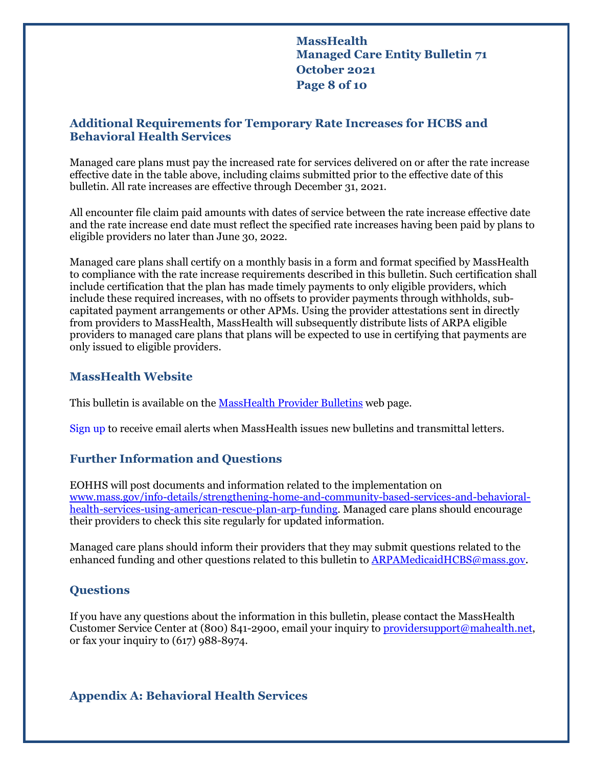## Additional Requirements for Temporary Rate Increases for HCBS and Behavioral Health Services

Managed care plans must pay the increased rate for services delivered on or after the rate increase effective date in the table above, including claims submitted prior to the effective date of this bulletin. All rate increases are effective through December 31, 2021.

All encounter file claim paid amounts with dates of service between the rate increase effective date and the rate increase end date must reflect the specified rate increases having been paid by plans to eligible providers no later than June 30, 2022.

Managed care plans shall certify on a monthly basis in a form and format specified by MassHealth to compliance with the rate increase requirements described in this bulletin. Such certification shall include certification that the plan has made timely payments to only eligible providers, which include these required increases, with no offsets to provider payments through withholds, sub-capitated payment arrangements or other APMs. Using the provider attestations sent in directly from providers to MassHealth, MassHealth will subsequently distribute lists of ARPA eligible providers to managed care plans that plans will be expected to use in certifying that payments are only issued to eligible providers.

## MassHealth Website

This bulletin is available on the [MassHealth Provider Bulletins](#) web page.

[Sign up](#) to receive email alerts when MassHealth issues new bulletins and transmittal letters.

## Further Information and Questions

EOHHS will post documents and information related to the implementation on [www.mass.gov/info-details/strengthening-home-and-community-based-services-and-behavioral-health-services-using-american-rescue-plan-arp-funding](https://www.mass.gov/info-details/strengthening-home-and-community-based-services-and-behavioral-health-services-using-american-rescue-plan-arp-funding). Managed care plans should encourage their providers to check this site regularly for updated information.

Managed care plans should inform their providers that they may submit questions related to the enhanced funding and other questions related to this bulletin to [ARPAMedicaidHCBS@mass.gov](mailto:ARPAMedicaidHCBS@mass.gov).

## Questions

If you have any questions about the information in this bulletin, please contact the MassHealth Customer Service Center at (800) 841-2900, email your inquiry to [providersupport@mahealth.net](mailto:providersupport@mahealth.net), or fax your inquiry to (617) 988-8974.

## Appendix A: Behavioral Health Services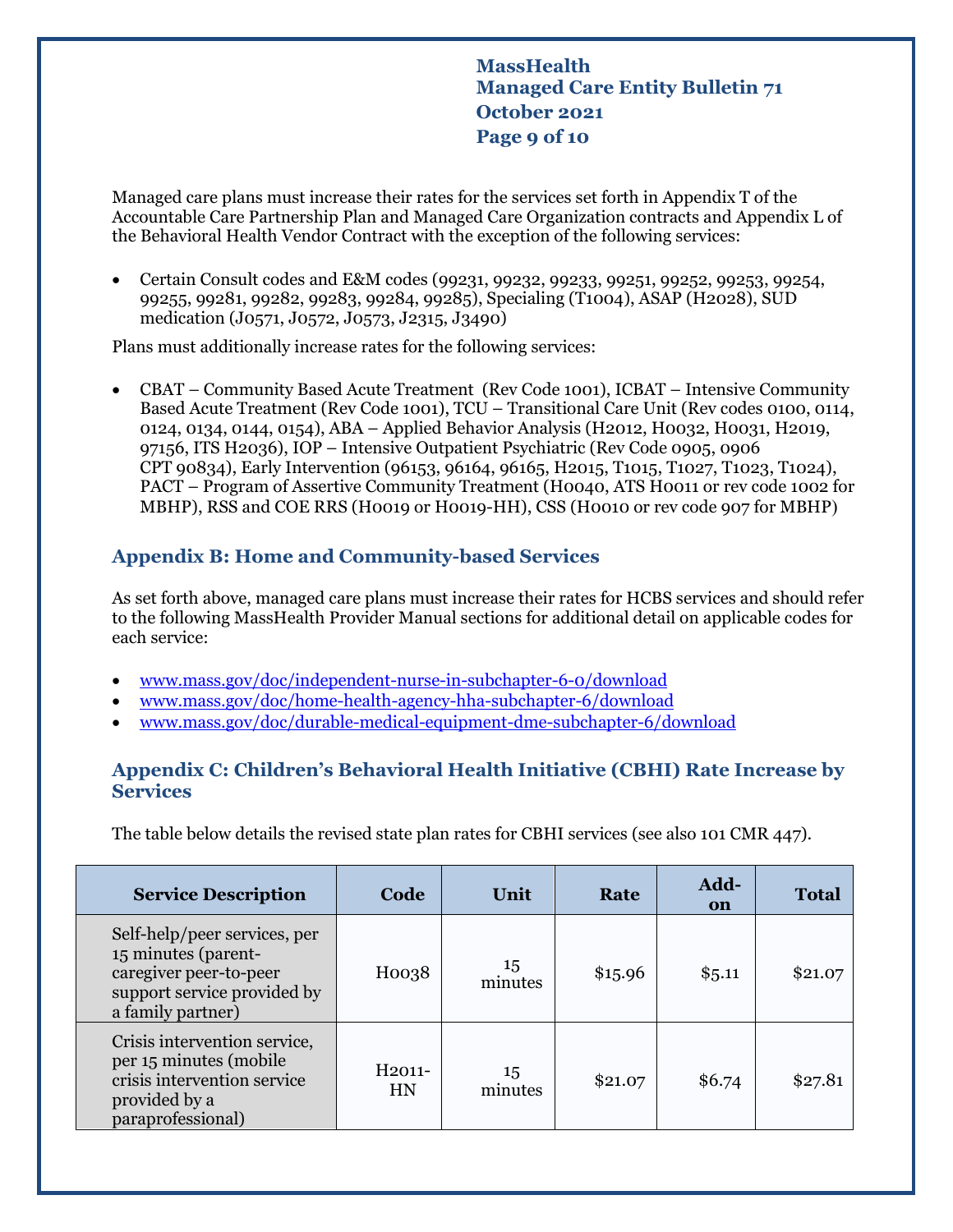Managed care plans must increase their rates for the services set forth in Appendix T of the Accountable Care Partnership Plan and Managed Care Organization contracts and Appendix L of the Behavioral Health Vendor Contract with the exception of the following services:

- Certain Consult codes and E&M codes (99231, 99232, 99233, 99251, 99252, 99253, 99254, 99255, 99281, 99282, 99283, 99284, 99285), Specialing (T1004), ASAP (H2028), SUD medication (J0571, J0572, J0573, J2315, J3490)

Plans must additionally increase rates for the following services:

- CBAT – Community Based Acute Treatment (Rev Code 1001), ICBAT – Intensive Community Based Acute Treatment (Rev Code 1001), TCU – Transitional Care Unit (Rev codes 0100, 0114, 0124, 0134, 0144, 0154), ABA – Applied Behavior Analysis (H2012, H0032, H0031, H2019, 97156, ITS H2036), IOP – Intensive Outpatient Psychiatric (Rev Code 0905, 0906 CPT 90834), Early Intervention (96153, 96164, 96165, H2015, T1015, T1027, T1023, T1024), PACT – Program of Assertive Community Treatment (H0040, ATS H0011 or rev code 1002 for MBHP), RSS and COE RRS (H0019 or H0019-HH), CSS (H0010 or rev code 907 for MBHP)

## Appendix B: Home and Community-based Services

As set forth above, managed care plans must increase their rates for HCBS services and should refer to the following MassHealth Provider Manual sections for additional detail on applicable codes for each service:

- www.mass.gov/doc/independent-nurse-in-subchapter-6-0/download
- www.mass.gov/doc/home-health-agency-hha-subchapter-6/download
- www.mass.gov/doc/durable-medical-equipment-dme-subchapter-6/download

## Appendix C: Children's Behavioral Health Initiative (CBHI) Rate Increase by Services

The table below details the revised state plan rates for CBHI services (see also 101 CMR 447).

| Service Description | Code | Unit | Rate | Add-on | Total |
|---|---|---|---|---|---|
| Self-help/peer services, per 15 minutes (parent-caregiver peer-to-peer support service provided by a family partner) | H0038 | 15 minutes | $15.96 | $5.11 | $21.07 |
| Crisis intervention service, per 15 minutes (mobile crisis intervention service provided by a paraprofessional) | H2011-HN | 15 minutes | $21.07 | $6.74 | $27.81 |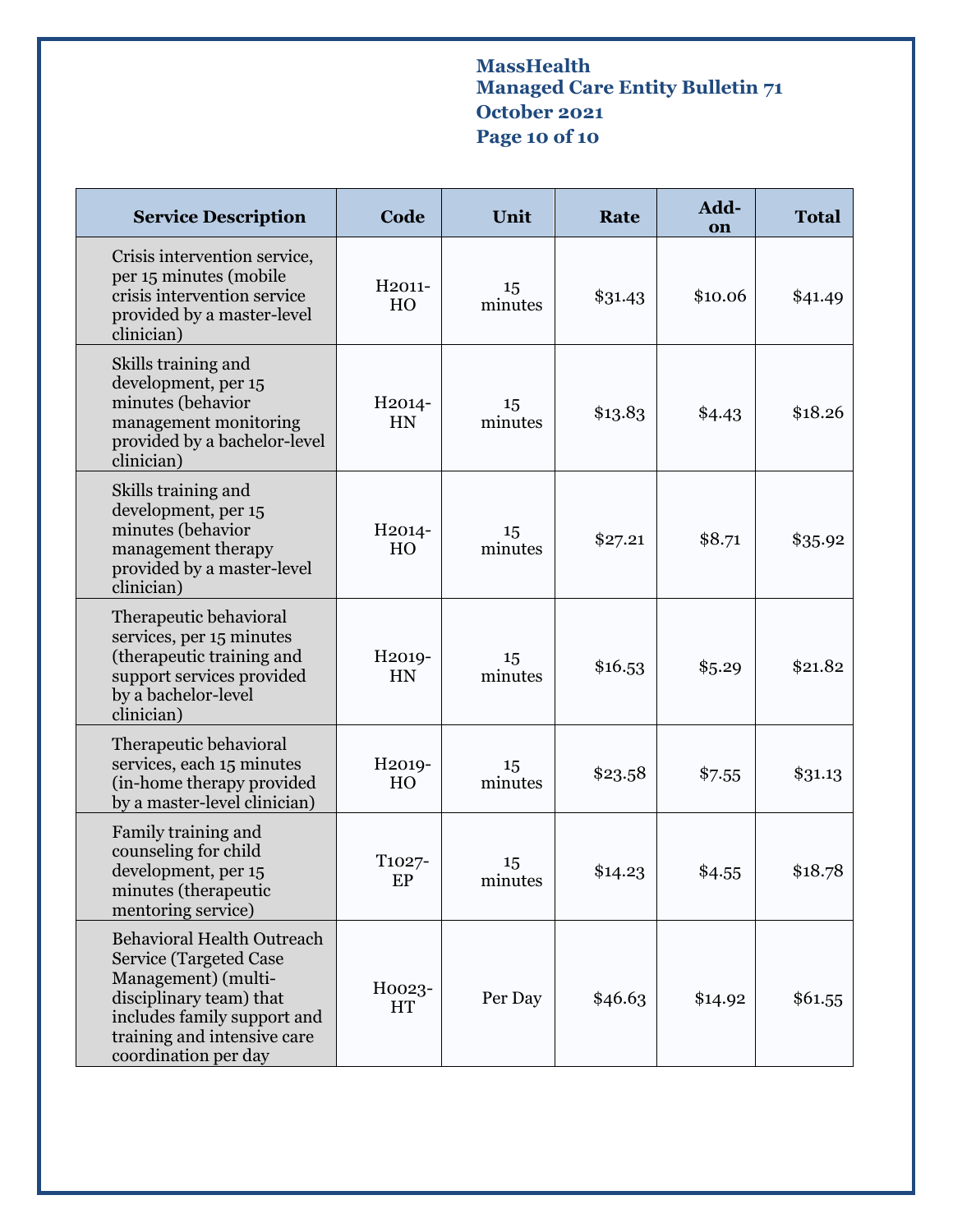| Service Description | Code | Unit | Rate | Add-on | Total |
|---|---|---|---|---|---|
| Crisis intervention service, per 15 minutes (mobile crisis intervention service provided by a master-level clinician) | H2011-HO | 15 minutes | $31.43 | $10.06 | $41.49 |
| Skills training and development, per 15 minutes (behavior management monitoring provided by a bachelor-level clinician) | H2014-HN | 15 minutes | $13.83 | $4.43 | $18.26 |
| Skills training and development, per 15 minutes (behavior management therapy provided by a master-level clinician) | H2014-HO | 15 minutes | $27.21 | $8.71 | $35.92 |
| Therapeutic behavioral services, per 15 minutes (therapeutic training and support services provided by a bachelor-level clinician) | H2019-HN | 15 minutes | $16.53 | $5.29 | $21.82 |
| Therapeutic behavioral services, each 15 minutes (in-home therapy provided by a master-level clinician) | H2019-HO | 15 minutes | $23.58 | $7.55 | $31.13 |
| Family training and counseling for child development, per 15 minutes (therapeutic mentoring service) | T1027-EP | 15 minutes | $14.23 | $4.55 | $18.78 |
| Behavioral Health Outreach Service (Targeted Case Management) (multi-disciplinary team) that includes family support and training and intensive care coordination per day | H0023-HT | Per Day | $46.63 | $14.92 | $61.55 |